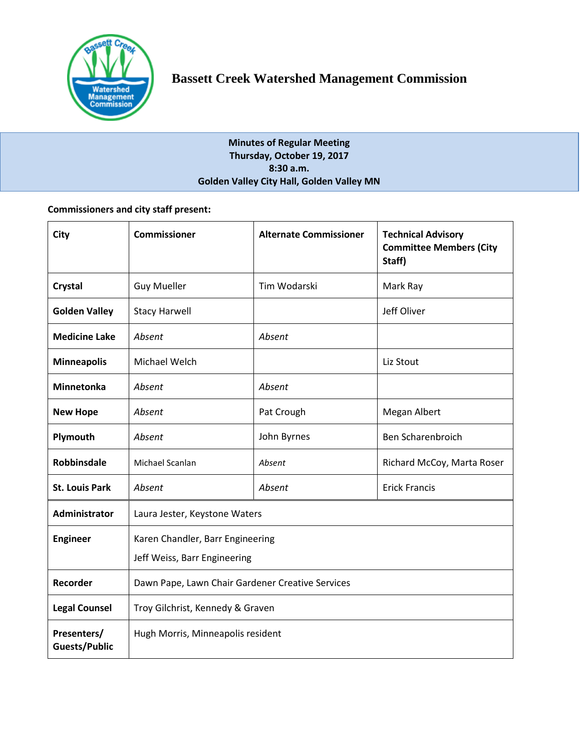# Bassett Creek Watershed Management Commission

**Minutes of Regular Meeting**
**Thursday, October 19, 2017**
**8:30 a.m.**
**Golden Valley City Hall, Golden Valley MN**

**Commissioners and city staff present:**

| City | Commissioner | Alternate Commissioner | Technical Advisory Committee Members (City Staff) |
|---|---|---|---|
| **Crystal** | Guy Mueller | Tim Wodarski | Mark Ray |
| **Golden Valley** | Stacy Harwell | | Jeff Oliver |
| **Medicine Lake** | *Absent* | *Absent* | |
| **Minneapolis** | Michael Welch | | Liz Stout |
| **Minnetonka** | *Absent* | *Absent* | |
| **New Hope** | *Absent* | Pat Crough | Megan Albert |
| **Plymouth** | *Absent* | John Byrnes | Ben Scharenbroich |
| **Robbinsdale** | Michael Scanlan | *Absent* | Richard McCoy, Marta Roser |
| **St. Louis Park** | *Absent* | *Absent* | Erick Francis |
| **Administrator** | Laura Jester, Keystone Waters | | |
| **Engineer** | Karen Chandler, Barr Engineering<br>Jeff Weiss, Barr Engineering | | |
| **Recorder** | Dawn Pape, Lawn Chair Gardener Creative Services | | |
| **Legal Counsel** | Troy Gilchrist, Kennedy & Graven | | |
| **Presenters/ Guests/Public** | Hugh Morris, Minneapolis resident | | |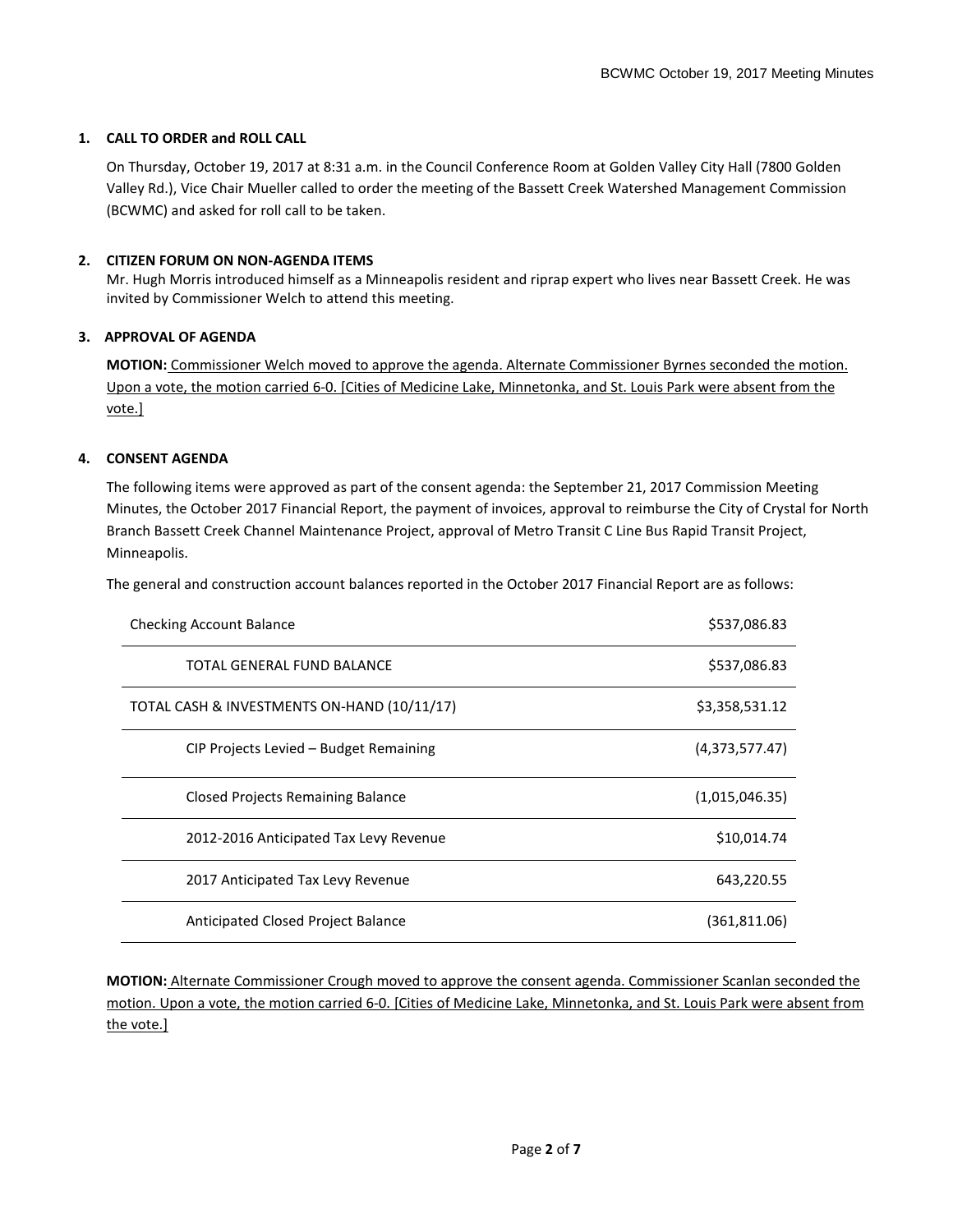**1. CALL TO ORDER and ROLL CALL**

On Thursday, October 19, 2017 at 8:31 a.m. in the Council Conference Room at Golden Valley City Hall (7800 Golden Valley Rd.), Vice Chair Mueller called to order the meeting of the Bassett Creek Watershed Management Commission (BCWMC) and asked for roll call to be taken.

**2. CITIZEN FORUM ON NON-AGENDA ITEMS**

Mr. Hugh Morris introduced himself as a Minneapolis resident and riprap expert who lives near Bassett Creek. He was invited by Commissioner Welch to attend this meeting.

**3. APPROVAL OF AGENDA**

**MOTION:** Commissioner Welch moved to approve the agenda. Alternate Commissioner Byrnes seconded the motion. Upon a vote, the motion carried 6-0. [Cities of Medicine Lake, Minnetonka, and St. Louis Park were absent from the vote.]

**4. CONSENT AGENDA**

The following items were approved as part of the consent agenda: the September 21, 2017 Commission Meeting Minutes, the October 2017 Financial Report, the payment of invoices, approval to reimburse the City of Crystal for North Branch Bassett Creek Channel Maintenance Project, approval of Metro Transit C Line Bus Rapid Transit Project, Minneapolis.

The general and construction account balances reported in the October 2017 Financial Report are as follows:

| | |
|---|---|
| Checking Account Balance | $537,086.83 |
| TOTAL GENERAL FUND BALANCE | $537,086.83 |
| TOTAL CASH & INVESTMENTS ON-HAND (10/11/17) | $3,358,531.12 |
| CIP Projects Levied – Budget Remaining | (4,373,577.47) |
| Closed Projects Remaining Balance | (1,015,046.35) |
| 2012-2016 Anticipated Tax Levy Revenue | $10,014.74 |
| 2017 Anticipated Tax Levy Revenue | 643,220.55 |
| Anticipated Closed Project Balance | (361,811.06) |

**MOTION:** Alternate Commissioner Crough moved to approve the consent agenda. Commissioner Scanlan seconded the motion. Upon a vote, the motion carried 6-0. [Cities of Medicine Lake, Minnetonka, and St. Louis Park were absent from the vote.]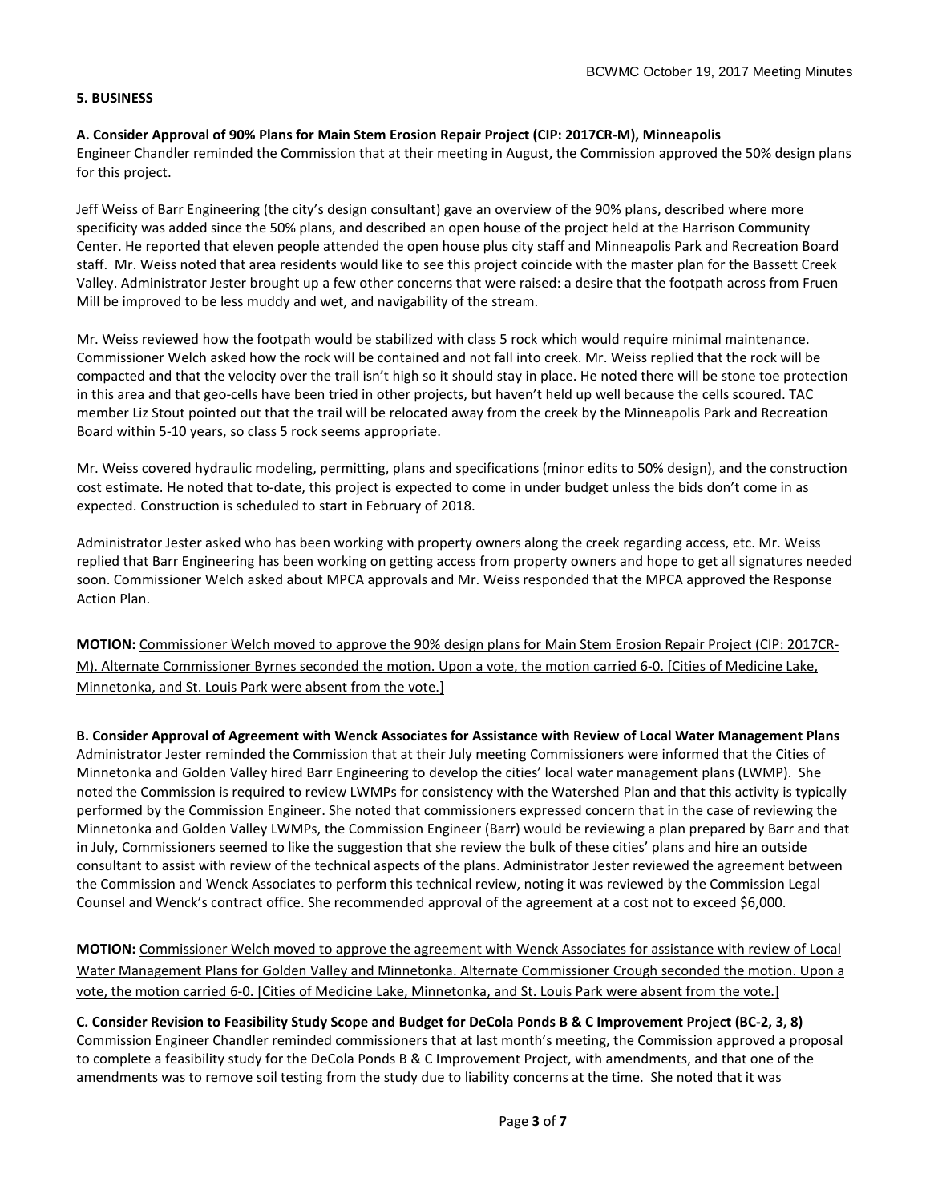**5. BUSINESS**

**A. Consider Approval of 90% Plans for Main Stem Erosion Repair Project (CIP: 2017CR-M), Minneapolis**

Engineer Chandler reminded the Commission that at their meeting in August, the Commission approved the 50% design plans for this project.

Jeff Weiss of Barr Engineering (the city's design consultant) gave an overview of the 90% plans, described where more specificity was added since the 50% plans, and described an open house of the project held at the Harrison Community Center. He reported that eleven people attended the open house plus city staff and Minneapolis Park and Recreation Board staff. Mr. Weiss noted that area residents would like to see this project coincide with the master plan for the Bassett Creek Valley. Administrator Jester brought up a few other concerns that were raised: a desire that the footpath across from Fruen Mill be improved to be less muddy and wet, and navigability of the stream.

Mr. Weiss reviewed how the footpath would be stabilized with class 5 rock which would require minimal maintenance. Commissioner Welch asked how the rock will be contained and not fall into creek. Mr. Weiss replied that the rock will be compacted and that the velocity over the trail isn't high so it should stay in place. He noted there will be stone toe protection in this area and that geo-cells have been tried in other projects, but haven't held up well because the cells scoured. TAC member Liz Stout pointed out that the trail will be relocated away from the creek by the Minneapolis Park and Recreation Board within 5-10 years, so class 5 rock seems appropriate.

Mr. Weiss covered hydraulic modeling, permitting, plans and specifications (minor edits to 50% design), and the construction cost estimate. He noted that to-date, this project is expected to come in under budget unless the bids don't come in as expected. Construction is scheduled to start in February of 2018.

Administrator Jester asked who has been working with property owners along the creek regarding access, etc. Mr. Weiss replied that Barr Engineering has been working on getting access from property owners and hope to get all signatures needed soon. Commissioner Welch asked about MPCA approvals and Mr. Weiss responded that the MPCA approved the Response Action Plan.

**MOTION:** Commissioner Welch moved to approve the 90% design plans for Main Stem Erosion Repair Project (CIP: 2017CR-M). Alternate Commissioner Byrnes seconded the motion. Upon a vote, the motion carried 6-0. [Cities of Medicine Lake, Minnetonka, and St. Louis Park were absent from the vote.]

**B. Consider Approval of Agreement with Wenck Associates for Assistance with Review of Local Water Management Plans**

Administrator Jester reminded the Commission that at their July meeting Commissioners were informed that the Cities of Minnetonka and Golden Valley hired Barr Engineering to develop the cities' local water management plans (LWMP). She noted the Commission is required to review LWMPs for consistency with the Watershed Plan and that this activity is typically performed by the Commission Engineer. She noted that commissioners expressed concern that in the case of reviewing the Minnetonka and Golden Valley LWMPs, the Commission Engineer (Barr) would be reviewing a plan prepared by Barr and that in July, Commissioners seemed to like the suggestion that she review the bulk of these cities' plans and hire an outside consultant to assist with review of the technical aspects of the plans. Administrator Jester reviewed the agreement between the Commission and Wenck Associates to perform this technical review, noting it was reviewed by the Commission Legal Counsel and Wenck's contract office. She recommended approval of the agreement at a cost not to exceed $6,000.

**MOTION:** Commissioner Welch moved to approve the agreement with Wenck Associates for assistance with review of Local Water Management Plans for Golden Valley and Minnetonka. Alternate Commissioner Crough seconded the motion. Upon a vote, the motion carried 6-0. [Cities of Medicine Lake, Minnetonka, and St. Louis Park were absent from the vote.]

**C. Consider Revision to Feasibility Study Scope and Budget for DeCola Ponds B & C Improvement Project (BC-2, 3, 8)**

Commission Engineer Chandler reminded commissioners that at last month's meeting, the Commission approved a proposal to complete a feasibility study for the DeCola Ponds B & C Improvement Project, with amendments, and that one of the amendments was to remove soil testing from the study due to liability concerns at the time. She noted that it was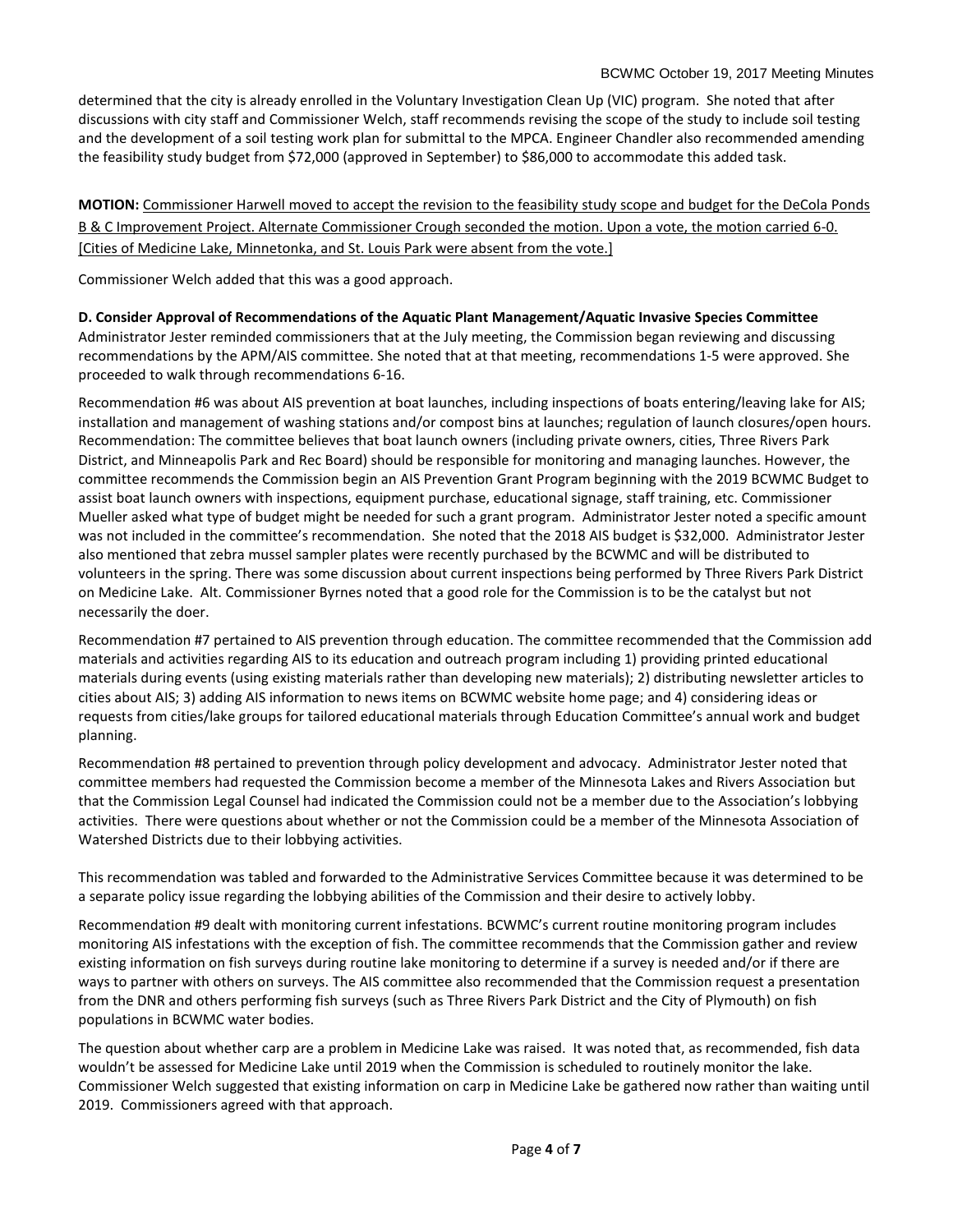determined that the city is already enrolled in the Voluntary Investigation Clean Up (VIC) program. She noted that after discussions with city staff and Commissioner Welch, staff recommends revising the scope of the study to include soil testing and the development of a soil testing work plan for submittal to the MPCA. Engineer Chandler also recommended amending the feasibility study budget from $72,000 (approved in September) to $86,000 to accommodate this added task.

**MOTION:** Commissioner Harwell moved to accept the revision to the feasibility study scope and budget for the DeCola Ponds B & C Improvement Project. Alternate Commissioner Crough seconded the motion. Upon a vote, the motion carried 6-0. [Cities of Medicine Lake, Minnetonka, and St. Louis Park were absent from the vote.]

Commissioner Welch added that this was a good approach.

**D. Consider Approval of Recommendations of the Aquatic Plant Management/Aquatic Invasive Species Committee**

Administrator Jester reminded commissioners that at the July meeting, the Commission began reviewing and discussing recommendations by the APM/AIS committee. She noted that at that meeting, recommendations 1-5 were approved. She proceeded to walk through recommendations 6-16.

Recommendation #6 was about AIS prevention at boat launches, including inspections of boats entering/leaving lake for AIS; installation and management of washing stations and/or compost bins at launches; regulation of launch closures/open hours. Recommendation: The committee believes that boat launch owners (including private owners, cities, Three Rivers Park District, and Minneapolis Park and Rec Board) should be responsible for monitoring and managing launches. However, the committee recommends the Commission begin an AIS Prevention Grant Program beginning with the 2019 BCWMC Budget to assist boat launch owners with inspections, equipment purchase, educational signage, staff training, etc. Commissioner Mueller asked what type of budget might be needed for such a grant program. Administrator Jester noted a specific amount was not included in the committee's recommendation. She noted that the 2018 AIS budget is $32,000. Administrator Jester also mentioned that zebra mussel sampler plates were recently purchased by the BCWMC and will be distributed to volunteers in the spring. There was some discussion about current inspections being performed by Three Rivers Park District on Medicine Lake. Alt. Commissioner Byrnes noted that a good role for the Commission is to be the catalyst but not necessarily the doer.

Recommendation #7 pertained to AIS prevention through education. The committee recommended that the Commission add materials and activities regarding AIS to its education and outreach program including 1) providing printed educational materials during events (using existing materials rather than developing new materials); 2) distributing newsletter articles to cities about AIS; 3) adding AIS information to news items on BCWMC website home page; and 4) considering ideas or requests from cities/lake groups for tailored educational materials through Education Committee's annual work and budget planning.

Recommendation #8 pertained to prevention through policy development and advocacy. Administrator Jester noted that committee members had requested the Commission become a member of the Minnesota Lakes and Rivers Association but that the Commission Legal Counsel had indicated the Commission could not be a member due to the Association's lobbying activities. There were questions about whether or not the Commission could be a member of the Minnesota Association of Watershed Districts due to their lobbying activities.

This recommendation was tabled and forwarded to the Administrative Services Committee because it was determined to be a separate policy issue regarding the lobbying abilities of the Commission and their desire to actively lobby.

Recommendation #9 dealt with monitoring current infestations. BCWMC's current routine monitoring program includes monitoring AIS infestations with the exception of fish. The committee recommends that the Commission gather and review existing information on fish surveys during routine lake monitoring to determine if a survey is needed and/or if there are ways to partner with others on surveys. The AIS committee also recommended that the Commission request a presentation from the DNR and others performing fish surveys (such as Three Rivers Park District and the City of Plymouth) on fish populations in BCWMC water bodies.

The question about whether carp are a problem in Medicine Lake was raised. It was noted that, as recommended, fish data wouldn't be assessed for Medicine Lake until 2019 when the Commission is scheduled to routinely monitor the lake. Commissioner Welch suggested that existing information on carp in Medicine Lake be gathered now rather than waiting until 2019. Commissioners agreed with that approach.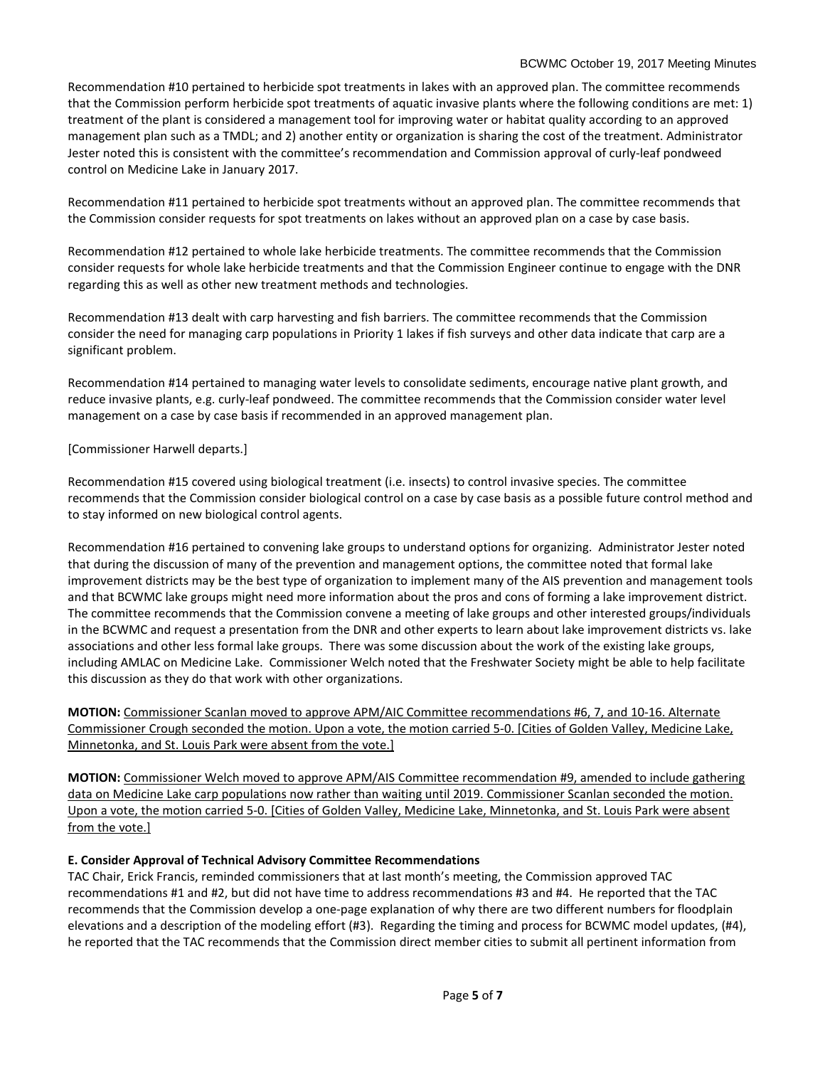Recommendation #10 pertained to herbicide spot treatments in lakes with an approved plan. The committee recommends that the Commission perform herbicide spot treatments of aquatic invasive plants where the following conditions are met: 1) treatment of the plant is considered a management tool for improving water or habitat quality according to an approved management plan such as a TMDL; and 2) another entity or organization is sharing the cost of the treatment. Administrator Jester noted this is consistent with the committee's recommendation and Commission approval of curly-leaf pondweed control on Medicine Lake in January 2017.

Recommendation #11 pertained to herbicide spot treatments without an approved plan. The committee recommends that the Commission consider requests for spot treatments on lakes without an approved plan on a case by case basis.

Recommendation #12 pertained to whole lake herbicide treatments. The committee recommends that the Commission consider requests for whole lake herbicide treatments and that the Commission Engineer continue to engage with the DNR regarding this as well as other new treatment methods and technologies.

Recommendation #13 dealt with carp harvesting and fish barriers. The committee recommends that the Commission consider the need for managing carp populations in Priority 1 lakes if fish surveys and other data indicate that carp are a significant problem.

Recommendation #14 pertained to managing water levels to consolidate sediments, encourage native plant growth, and reduce invasive plants, e.g. curly-leaf pondweed. The committee recommends that the Commission consider water level management on a case by case basis if recommended in an approved management plan.

[Commissioner Harwell departs.]

Recommendation #15 covered using biological treatment (i.e. insects) to control invasive species. The committee recommends that the Commission consider biological control on a case by case basis as a possible future control method and to stay informed on new biological control agents.

Recommendation #16 pertained to convening lake groups to understand options for organizing. Administrator Jester noted that during the discussion of many of the prevention and management options, the committee noted that formal lake improvement districts may be the best type of organization to implement many of the AIS prevention and management tools and that BCWMC lake groups might need more information about the pros and cons of forming a lake improvement district. The committee recommends that the Commission convene a meeting of lake groups and other interested groups/individuals in the BCWMC and request a presentation from the DNR and other experts to learn about lake improvement districts vs. lake associations and other less formal lake groups. There was some discussion about the work of the existing lake groups, including AMLAC on Medicine Lake. Commissioner Welch noted that the Freshwater Society might be able to help facilitate this discussion as they do that work with other organizations.

**MOTION:** Commissioner Scanlan moved to approve APM/AIC Committee recommendations #6, 7, and 10-16. Alternate Commissioner Crough seconded the motion. Upon a vote, the motion carried 5-0. [Cities of Golden Valley, Medicine Lake, Minnetonka, and St. Louis Park were absent from the vote.]

**MOTION:** Commissioner Welch moved to approve APM/AIS Committee recommendation #9, amended to include gathering data on Medicine Lake carp populations now rather than waiting until 2019. Commissioner Scanlan seconded the motion. Upon a vote, the motion carried 5-0. [Cities of Golden Valley, Medicine Lake, Minnetonka, and St. Louis Park were absent from the vote.]

**E. Consider Approval of Technical Advisory Committee Recommendations**

TAC Chair, Erick Francis, reminded commissioners that at last month's meeting, the Commission approved TAC recommendations #1 and #2, but did not have time to address recommendations #3 and #4. He reported that the TAC recommends that the Commission develop a one-page explanation of why there are two different numbers for floodplain elevations and a description of the modeling effort (#3). Regarding the timing and process for BCWMC model updates, (#4), he reported that the TAC recommends that the Commission direct member cities to submit all pertinent information from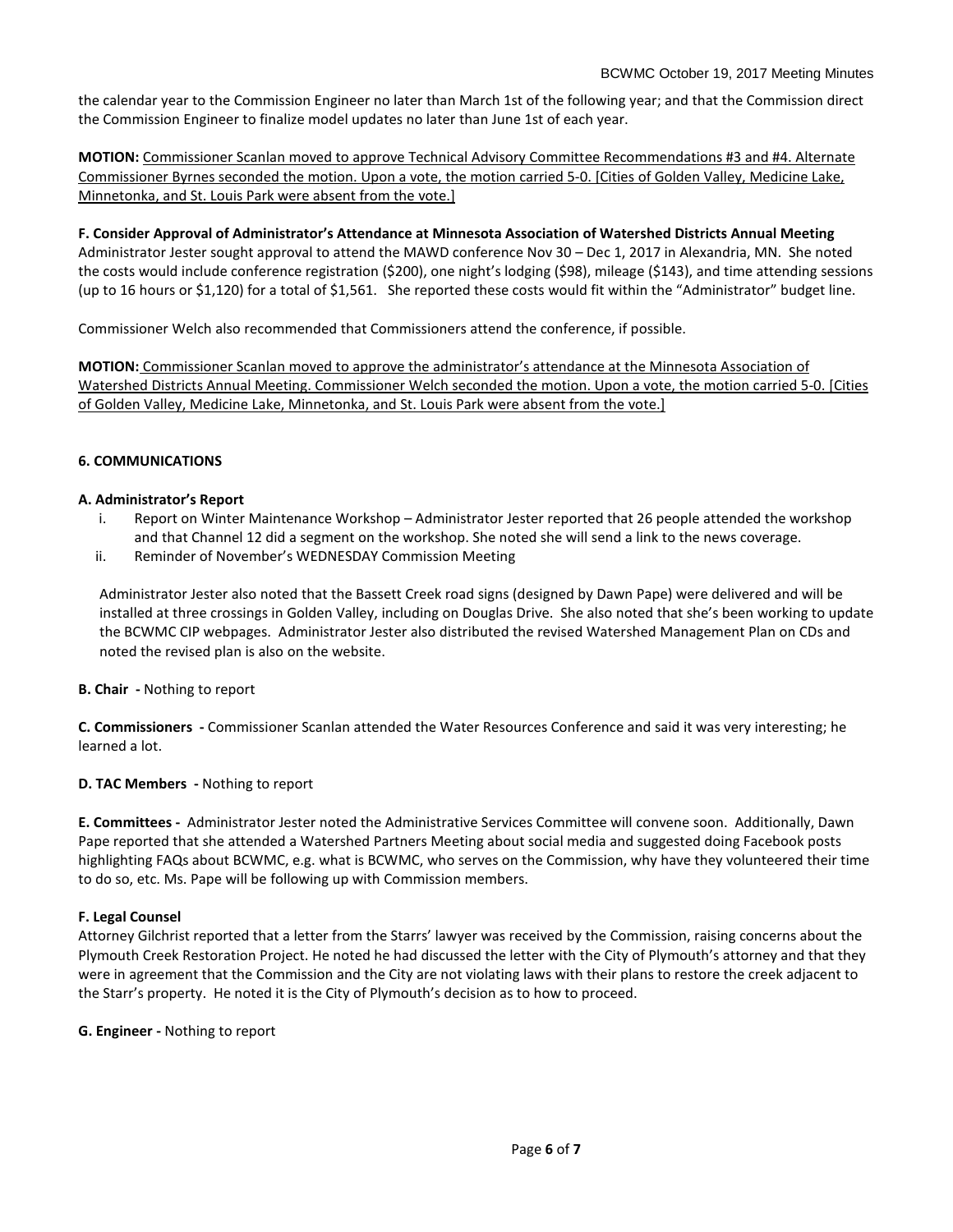the calendar year to the Commission Engineer no later than March 1st of the following year; and that the Commission direct the Commission Engineer to finalize model updates no later than June 1st of each year.

**MOTION:** Commissioner Scanlan moved to approve Technical Advisory Committee Recommendations #3 and #4. Alternate Commissioner Byrnes seconded the motion. Upon a vote, the motion carried 5-0. [Cities of Golden Valley, Medicine Lake, Minnetonka, and St. Louis Park were absent from the vote.]

**F. Consider Approval of Administrator's Attendance at Minnesota Association of Watershed Districts Annual Meeting**
Administrator Jester sought approval to attend the MAWD conference Nov 30 – Dec 1, 2017 in Alexandria, MN. She noted the costs would include conference registration ($200), one night's lodging ($98), mileage ($143), and time attending sessions (up to 16 hours or $1,120) for a total of $1,561. She reported these costs would fit within the "Administrator" budget line.

Commissioner Welch also recommended that Commissioners attend the conference, if possible.

**MOTION:** Commissioner Scanlan moved to approve the administrator's attendance at the Minnesota Association of Watershed Districts Annual Meeting. Commissioner Welch seconded the motion. Upon a vote, the motion carried 5-0. [Cities of Golden Valley, Medicine Lake, Minnetonka, and St. Louis Park were absent from the vote.]

**6. COMMUNICATIONS**

**A. Administrator's Report**

i. Report on Winter Maintenance Workshop – Administrator Jester reported that 26 people attended the workshop and that Channel 12 did a segment on the workshop. She noted she will send a link to the news coverage.
ii. Reminder of November's WEDNESDAY Commission Meeting

Administrator Jester also noted that the Bassett Creek road signs (designed by Dawn Pape) were delivered and will be installed at three crossings in Golden Valley, including on Douglas Drive. She also noted that she's been working to update the BCWMC CIP webpages. Administrator Jester also distributed the revised Watershed Management Plan on CDs and noted the revised plan is also on the website.

**B. Chair -** Nothing to report

**C. Commissioners -** Commissioner Scanlan attended the Water Resources Conference and said it was very interesting; he learned a lot.

**D. TAC Members -** Nothing to report

**E. Committees -** Administrator Jester noted the Administrative Services Committee will convene soon. Additionally, Dawn Pape reported that she attended a Watershed Partners Meeting about social media and suggested doing Facebook posts highlighting FAQs about BCWMC, e.g. what is BCWMC, who serves on the Commission, why have they volunteered their time to do so, etc. Ms. Pape will be following up with Commission members.

**F. Legal Counsel**
Attorney Gilchrist reported that a letter from the Starrs' lawyer was received by the Commission, raising concerns about the Plymouth Creek Restoration Project. He noted he had discussed the letter with the City of Plymouth's attorney and that they were in agreement that the Commission and the City are not violating laws with their plans to restore the creek adjacent to the Starr's property. He noted it is the City of Plymouth's decision as to how to proceed.

**G. Engineer -** Nothing to report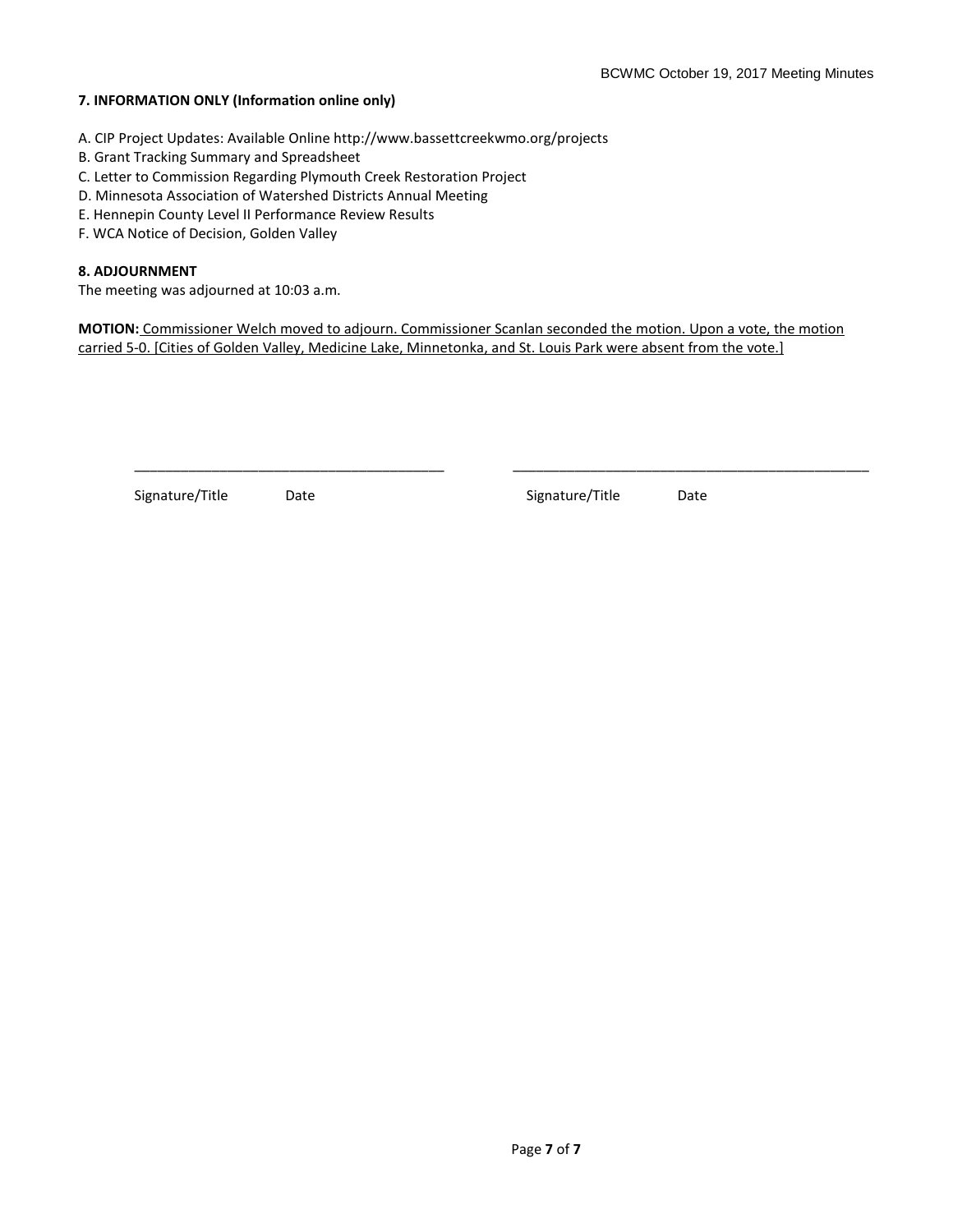**7. INFORMATION ONLY (Information online only)**

A. CIP Project Updates: Available Online http://www.bassettcreekwmo.org/projects
B. Grant Tracking Summary and Spreadsheet
C. Letter to Commission Regarding Plymouth Creek Restoration Project
D. Minnesota Association of Watershed Districts Annual Meeting
E. Hennepin County Level II Performance Review Results
F. WCA Notice of Decision, Golden Valley

**8. ADJOURNMENT**

The meeting was adjourned at 10:03 a.m.

**MOTION:** Commissioner Welch moved to adjourn. Commissioner Scanlan seconded the motion. Upon a vote, the motion carried 5-0. [Cities of Golden Valley, Medicine Lake, Minnetonka, and St. Louis Park were absent from the vote.]

\_\_\_\_\_\_\_\_\_\_\_\_\_\_\_\_\_\_\_\_\_\_\_\_\_\_\_\_\_\_\_\_\_\_\_\_\_\_\_\_ \_\_\_\_\_\_\_\_\_\_\_\_\_\_\_\_\_\_\_\_\_\_\_\_\_\_\_\_\_\_\_\_\_\_\_\_\_\_\_\_\_\_\_\_\_\_\_

Signature/Title Date Signature/Title Date